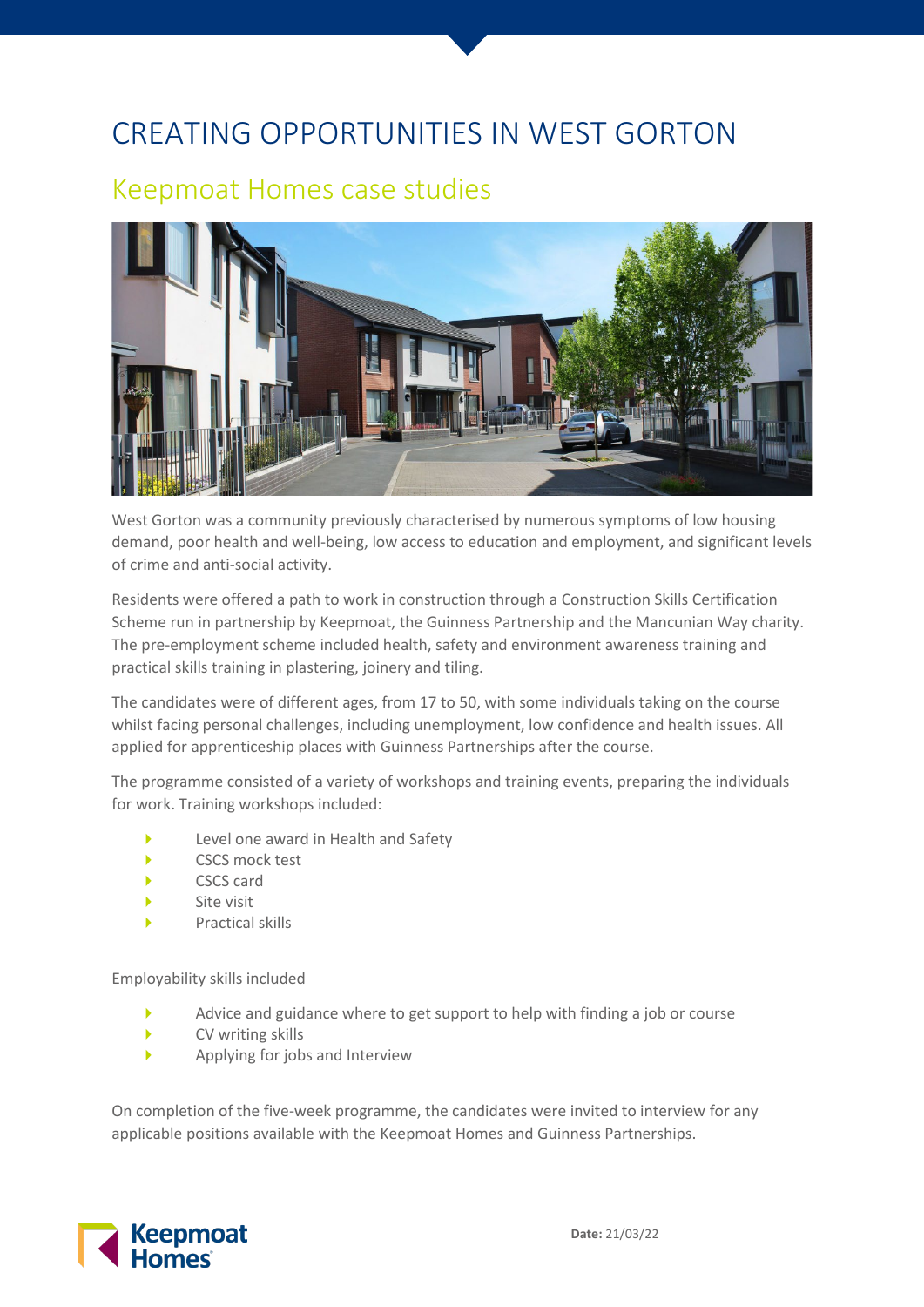# CREATING OPPORTUNITIES IN WEST GORTON

## Keepmoat Homes case studies

West Gorton was a community previously characterised by numerous symptoms of low housing demand, poor health and well-being, low access to education and employment, and significant levels of crime and anti-social activity.

Residents were offered a path to work in construction through a Construction Skills Certification Scheme run in partnership by Keepmoat, the Guinness Partnership and the Mancunian Way charity. The pre-employment scheme included health, safety and environment awareness training and practical skills training in plastering, joinery and tiling.

The candidates were of different ages, from 17 to 50, with some individuals taking on the course whilst facing personal challenges, including unemployment, low confidence and health issues. All applied for apprenticeship places with Guinness Partnerships after the course.

The programme consisted of a variety of workshops and training events, preparing the individuals for work. Training workshops included:

- Level one award in Health and Safety
- CSCS mock test
- CSCS card
- Site visit
- Practical skills

Employability skills included

- Advice and guidance where to get support to help with finding a job or course
- CV writing skills
- Applying for jobs and Interview

On completion of the five-week programme, the candidates were invited to interview for any applicable positions available with the Keepmoat Homes and Guinness Partnerships.

**Date:** 21/03/22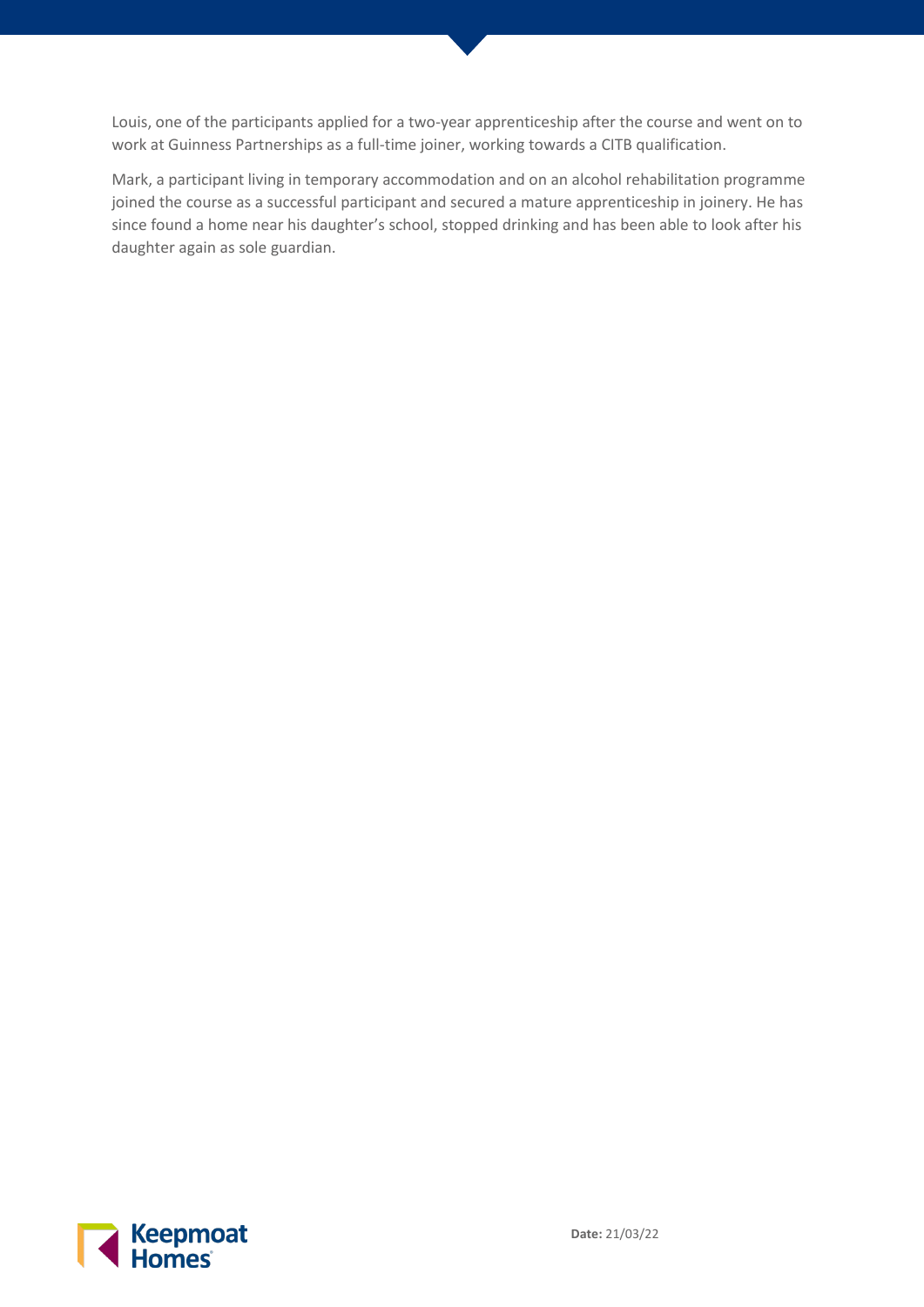Louis, one of the participants applied for a two-year apprenticeship after the course and went on to work at Guinness Partnerships as a full-time joiner, working towards a CITB qualification.

Mark, a participant living in temporary accommodation and on an alcohol rehabilitation programme joined the course as a successful participant and secured a mature apprenticeship in joinery. He has since found a home near his daughter's school, stopped drinking and has been able to look after his daughter again as sole guardian.